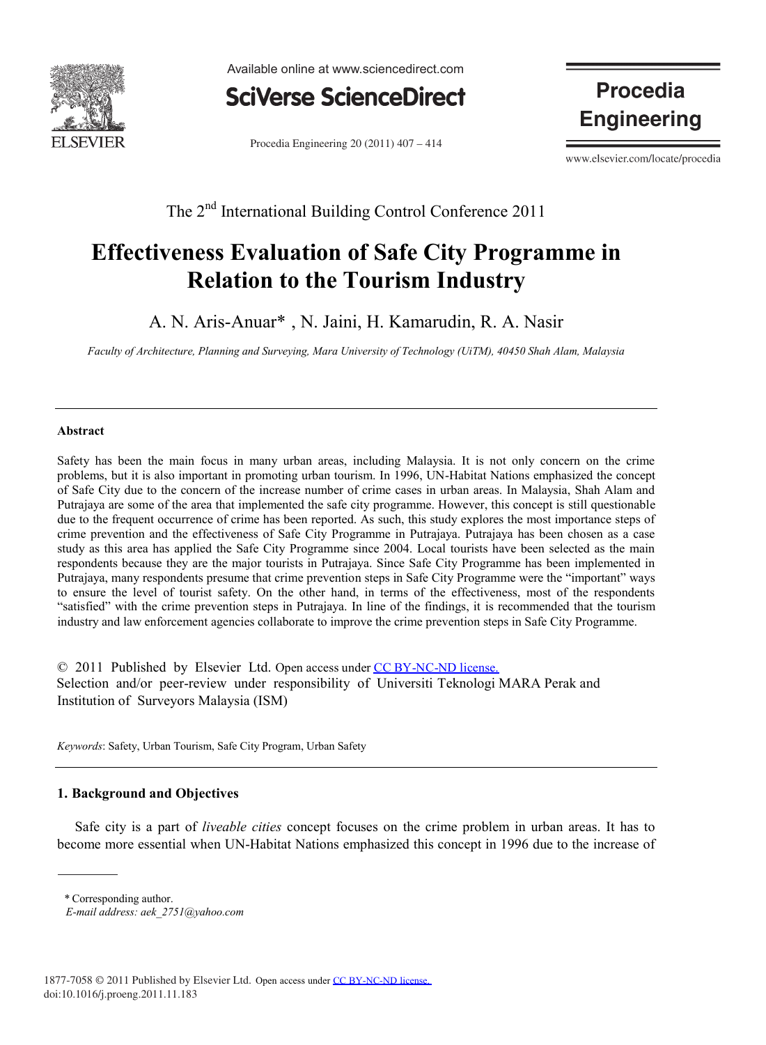The 2nd International Building Control Conference 2011

# Effectiveness Evaluation of Safe City Programme in Relation to the Tourism Industry

A. N. Aris-Anuar* , N. Jaini, H. Kamarudin, R. A. Nasir

*Faculty of Architecture, Planning and Surveying, Mara University of Technology (UiTM), 40450 Shah Alam, Malaysia*

## Abstract

Safety has been the main focus in many urban areas, including Malaysia. It is not only concern on the crime problems, but it is also important in promoting urban tourism. In 1996, UN-Habitat Nations emphasized the concept of Safe City due to the concern of the increase number of crime cases in urban areas. In Malaysia, Shah Alam and Putrajaya are some of the area that implemented the safe city programme. However, this concept is still questionable due to the frequent occurrence of crime has been reported. As such, this study explores the most importance steps of crime prevention and the effectiveness of Safe City Programme in Putrajaya. Putrajaya has been chosen as a case study as this area has applied the Safe City Programme since 2004. Local tourists have been selected as the main respondents because they are the major tourists in Putrajaya. Since Safe City Programme has been implemented in Putrajaya, many respondents presume that crime prevention steps in Safe City Programme were the "important" ways to ensure the level of tourist safety. On the other hand, in terms of the effectiveness, most of the respondents "satisfied" with the crime prevention steps in Putrajaya. In line of the findings, it is recommended that the tourism industry and law enforcement agencies collaborate to improve the crime prevention steps in Safe City Programme.

© 2011 Published by Elsevier Ltd. Open access under CC BY-NC-ND license.
Selection and/or peer-review under responsibility of Universiti Teknologi MARA Perak and Institution of Surveyors Malaysia (ISM)

*Keywords*: Safety, Urban Tourism, Safe City Program, Urban Safety

## 1. Background and Objectives

Safe city is a part of *liveable cities* concept focuses on the crime problem in urban areas. It has to become more essential when UN-Habitat Nations emphasized this concept in 1996 due to the increase of

\* Corresponding author.
*E-mail address: aek_2751@yahoo.com*

1877-7058 © 2011 Published by Elsevier Ltd. Open access under CC BY-NC-ND license.
doi:10.1016/j.proeng.2011.11.183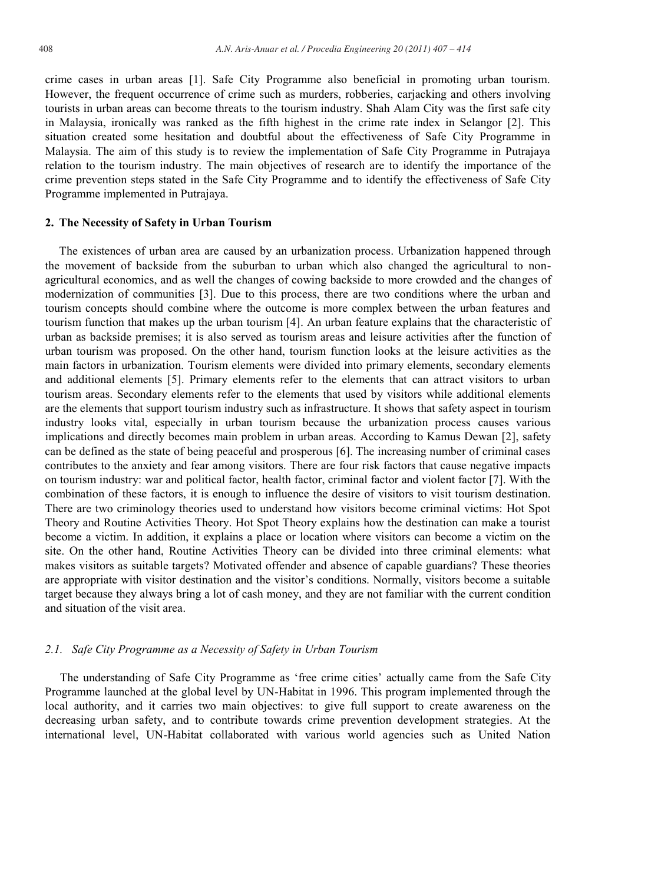crime cases in urban areas [1]. Safe City Programme also beneficial in promoting urban tourism. However, the frequent occurrence of crime such as murders, robberies, carjacking and others involving tourists in urban areas can become threats to the tourism industry. Shah Alam City was the first safe city in Malaysia, ironically was ranked as the fifth highest in the crime rate index in Selangor [2]. This situation created some hesitation and doubtful about the effectiveness of Safe City Programme in Malaysia. The aim of this study is to review the implementation of Safe City Programme in Putrajaya relation to the tourism industry. The main objectives of research are to identify the importance of the crime prevention steps stated in the Safe City Programme and to identify the effectiveness of Safe City Programme implemented in Putrajaya.

## 2. The Necessity of Safety in Urban Tourism

The existences of urban area are caused by an urbanization process. Urbanization happened through the movement of backside from the suburban to urban which also changed the agricultural to non-agricultural economics, and as well the changes of cowing backside to more crowded and the changes of modernization of communities [3]. Due to this process, there are two conditions where the urban and tourism concepts should combine where the outcome is more complex between the urban features and tourism function that makes up the urban tourism [4]. An urban feature explains that the characteristic of urban as backside premises; it is also served as tourism areas and leisure activities after the function of urban tourism was proposed. On the other hand, tourism function looks at the leisure activities as the main factors in urbanization. Tourism elements were divided into primary elements, secondary elements and additional elements [5]. Primary elements refer to the elements that can attract visitors to urban tourism areas. Secondary elements refer to the elements that used by visitors while additional elements are the elements that support tourism industry such as infrastructure. It shows that safety aspect in tourism industry looks vital, especially in urban tourism because the urbanization process causes various implications and directly becomes main problem in urban areas. According to Kamus Dewan [2], safety can be defined as the state of being peaceful and prosperous [6]. The increasing number of criminal cases contributes to the anxiety and fear among visitors. There are four risk factors that cause negative impacts on tourism industry: war and political factor, health factor, criminal factor and violent factor [7]. With the combination of these factors, it is enough to influence the desire of visitors to visit tourism destination. There are two criminology theories used to understand how visitors become criminal victims: Hot Spot Theory and Routine Activities Theory. Hot Spot Theory explains how the destination can make a tourist become a victim. In addition, it explains a place or location where visitors can become a victim on the site. On the other hand, Routine Activities Theory can be divided into three criminal elements: what makes visitors as suitable targets? Motivated offender and absence of capable guardians? These theories are appropriate with visitor destination and the visitor's conditions. Normally, visitors become a suitable target because they always bring a lot of cash money, and they are not familiar with the current condition and situation of the visit area.

### *2.1. Safe City Programme as a Necessity of Safety in Urban Tourism*

The understanding of Safe City Programme as 'free crime cities' actually came from the Safe City Programme launched at the global level by UN-Habitat in 1996. This program implemented through the local authority, and it carries two main objectives: to give full support to create awareness on the decreasing urban safety, and to contribute towards crime prevention development strategies. At the international level, UN-Habitat collaborated with various world agencies such as United Nation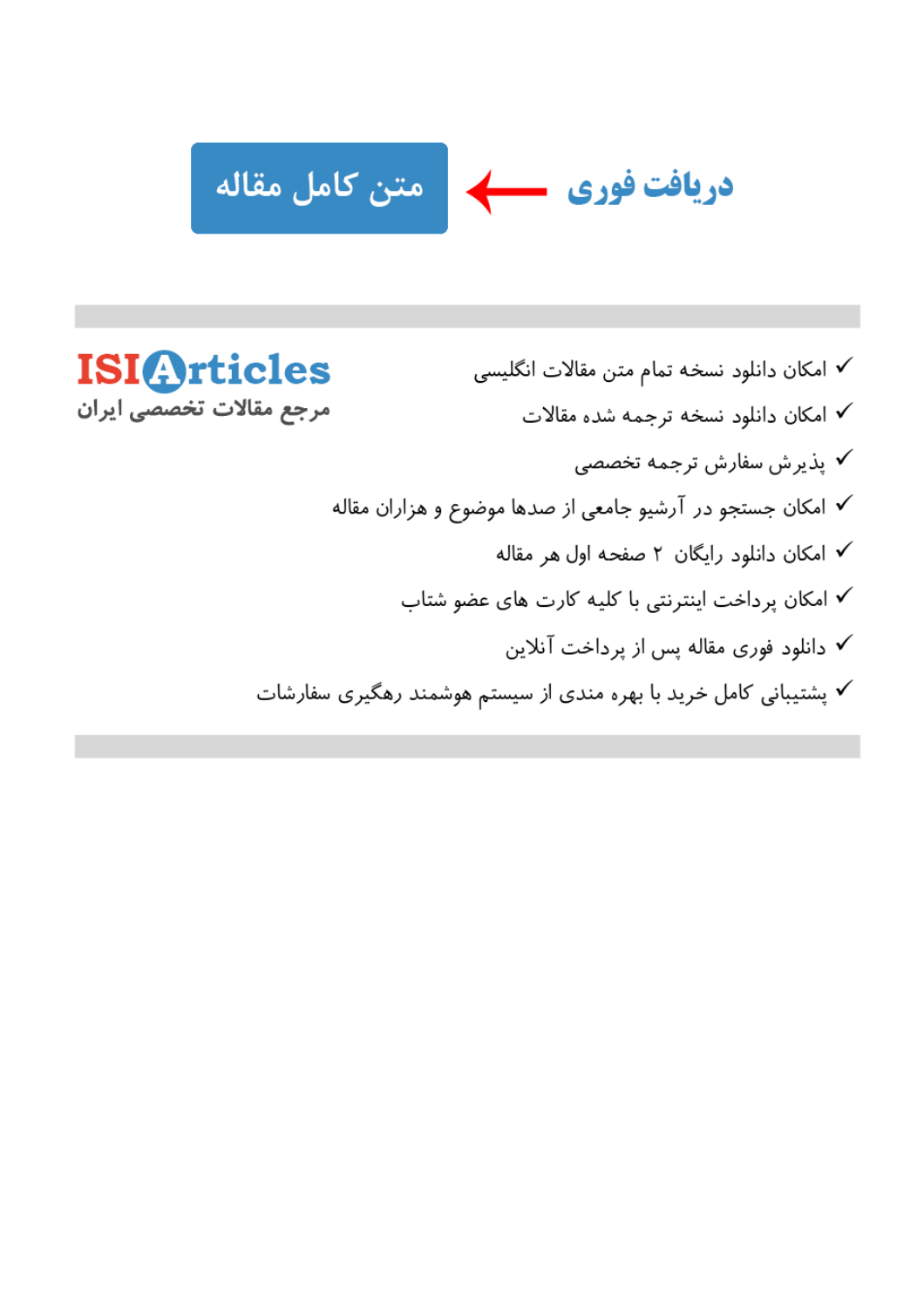دریافت فوری ← **متن کامل مقاله**

**ISIArticles**
مرجع مقالات تخصصی ایران

- ✓ امکان دانلود نسخه تمام متن مقالات انگلیسی
- ✓ امکان دانلود نسخه ترجمه شده مقالات
- ✓ پذیرش سفارش ترجمه تخصصی
- ✓ امکان جستجو در آرشیو جامعی از صدها موضوع و هزاران مقاله
- ✓ امکان دانلود رایگان ۲ صفحه اول هر مقاله
- ✓ امکان پرداخت اینترنتی با کلیه کارت های عضو شتاب
- ✓ دانلود فوری مقاله پس از پرداخت آنلاین
- ✓ پشتیبانی کامل خرید با بهره مندی از سیستم هوشمند رهگیری سفارشات